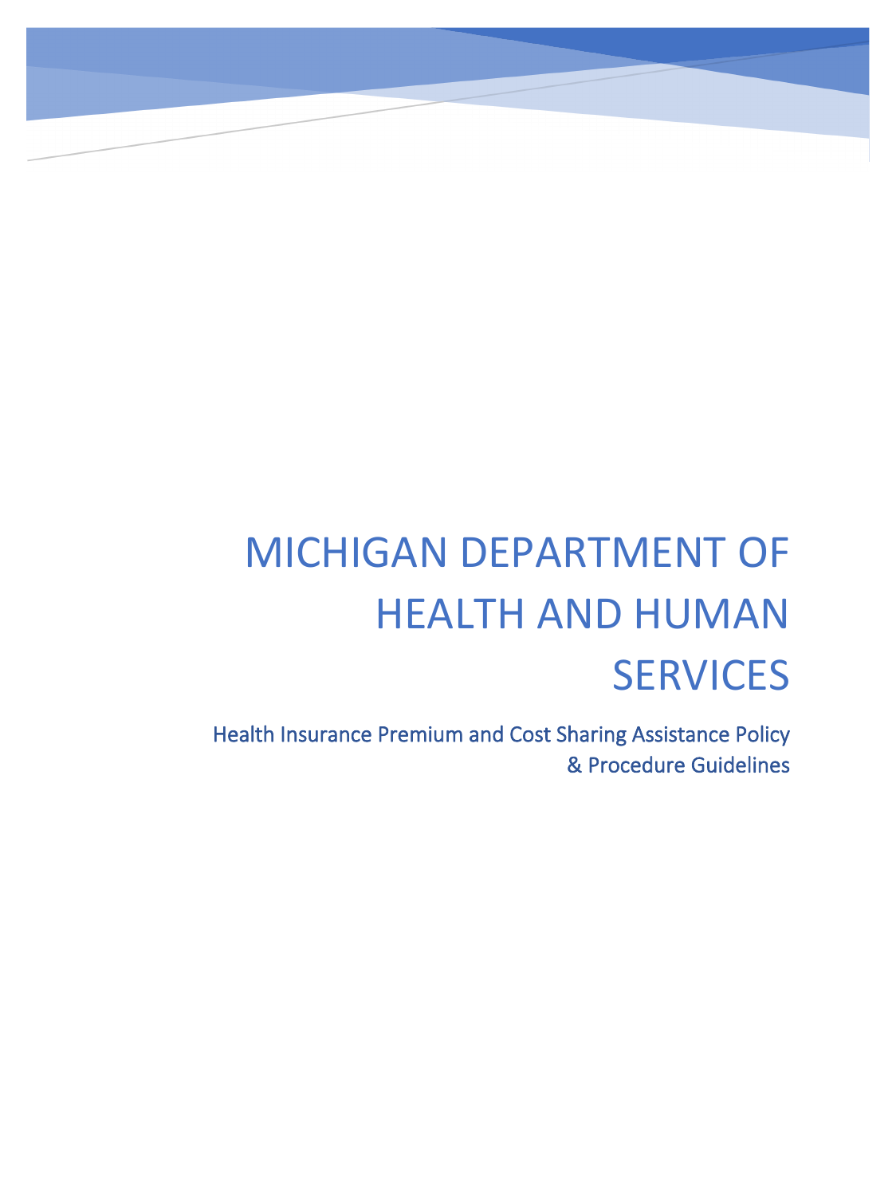# MICHIGAN DEPARTMENT OF HEALTH AND HUMAN SERVICES

## Health Insurance Premium and Cost Sharing Assistance Policy & Procedure Guidelines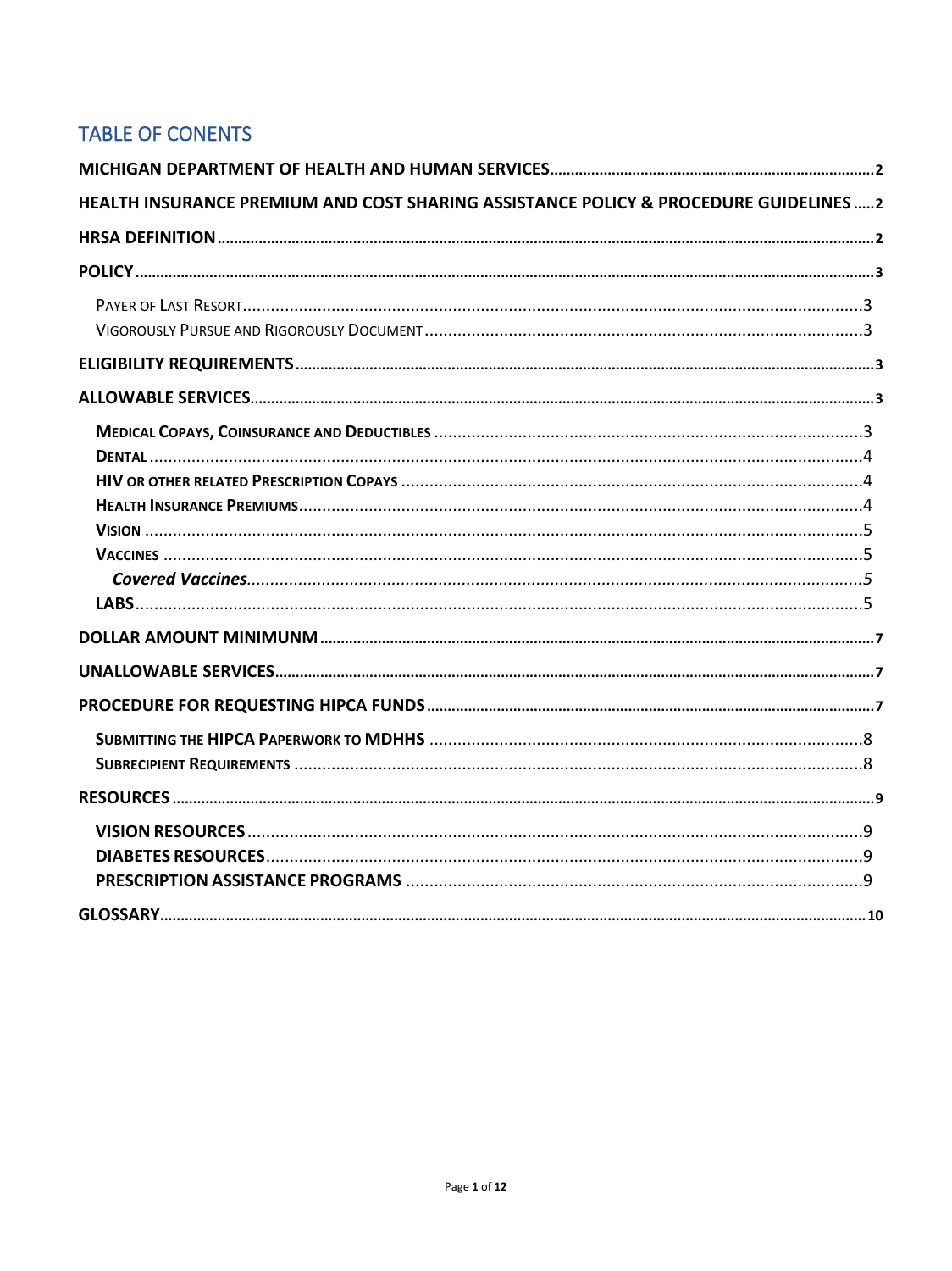## TABLE OF CONENTS

- **MICHIGAN DEPARTMENT OF HEALTH AND HUMAN SERVICES** ..... 2
- **HEALTH INSURANCE PREMIUM AND COST SHARING ASSISTANCE POLICY & PROCEDURE GUIDELINES** ..... 2
- **HRSA DEFINITION** ..... 2
- **POLICY** ..... 3
  - Payer of Last Resort ..... 3
  - Vigorously Pursue and Rigorously Document ..... 3
- **ELIGIBILITY REQUIREMENTS** ..... 3
- **ALLOWABLE SERVICES** ..... 3
  - **Medical Copays, Coinsurance and Deductibles** ..... 3
  - **Dental** ..... 4
  - **HIV or Other Related Prescription Copays** ..... 4
  - **Health Insurance Premiums** ..... 4
  - **Vision** ..... 5
  - **Vaccines** ..... 5
    - ***Covered Vaccines*** ..... 5
  - **LABS** ..... 5
- **DOLLAR AMOUNT MINIMUNM** ..... 7
- **UNALLOWABLE SERVICES** ..... 7
- **PROCEDURE FOR REQUESTING HIPCA FUNDS** ..... 7
  - **Submitting the HIPCA Paperwork to MDHHS** ..... 8
  - **Subrecipient Requirements** ..... 8
- **RESOURCES** ..... 9
  - **VISION RESOURCES** ..... 9
  - **DIABETES RESOURCES** ..... 9
  - **PRESCRIPTION ASSISTANCE PROGRAMS** ..... 9
- **GLOSSARY** ..... 10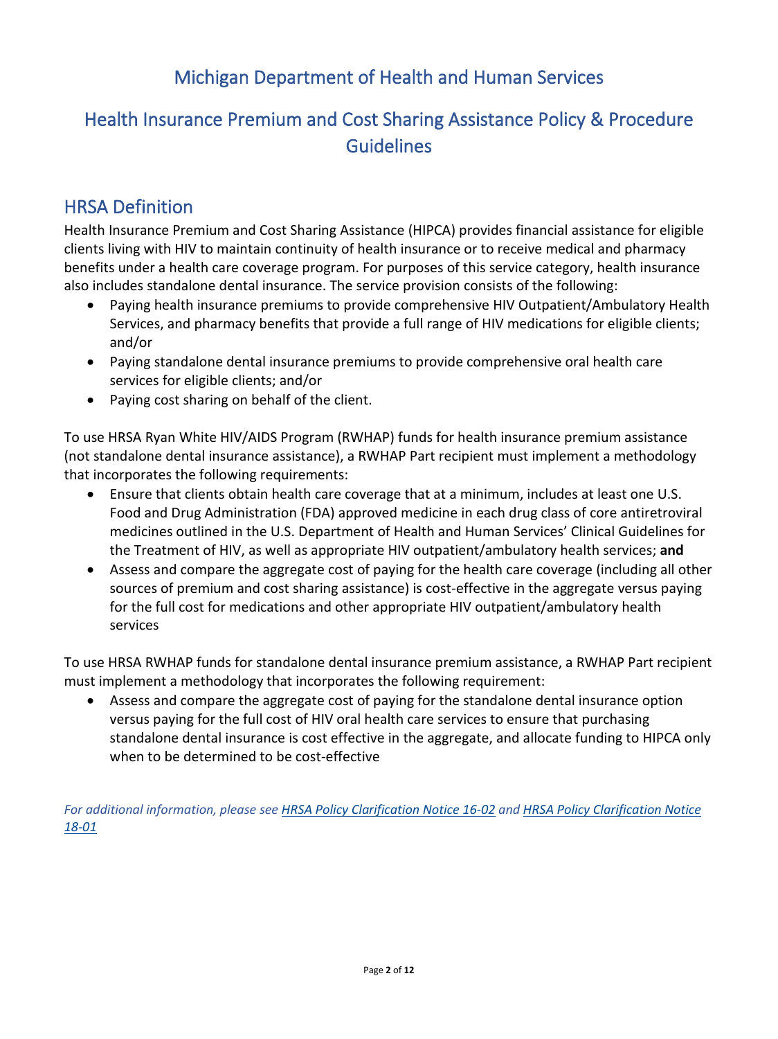# Michigan Department of Health and Human Services

# Health Insurance Premium and Cost Sharing Assistance Policy & Procedure Guidelines

## HRSA Definition

Health Insurance Premium and Cost Sharing Assistance (HIPCA) provides financial assistance for eligible clients living with HIV to maintain continuity of health insurance or to receive medical and pharmacy benefits under a health care coverage program. For purposes of this service category, health insurance also includes standalone dental insurance. The service provision consists of the following:

- Paying health insurance premiums to provide comprehensive HIV Outpatient/Ambulatory Health Services, and pharmacy benefits that provide a full range of HIV medications for eligible clients; and/or
- Paying standalone dental insurance premiums to provide comprehensive oral health care services for eligible clients; and/or
- Paying cost sharing on behalf of the client.

To use HRSA Ryan White HIV/AIDS Program (RWHAP) funds for health insurance premium assistance (not standalone dental insurance assistance), a RWHAP Part recipient must implement a methodology that incorporates the following requirements:

- Ensure that clients obtain health care coverage that at a minimum, includes at least one U.S. Food and Drug Administration (FDA) approved medicine in each drug class of core antiretroviral medicines outlined in the U.S. Department of Health and Human Services' Clinical Guidelines for the Treatment of HIV, as well as appropriate HIV outpatient/ambulatory health services; **and**
- Assess and compare the aggregate cost of paying for the health care coverage (including all other sources of premium and cost sharing assistance) is cost-effective in the aggregate versus paying for the full cost for medications and other appropriate HIV outpatient/ambulatory health services

To use HRSA RWHAP funds for standalone dental insurance premium assistance, a RWHAP Part recipient must implement a methodology that incorporates the following requirement:

- Assess and compare the aggregate cost of paying for the standalone dental insurance option versus paying for the full cost of HIV oral health care services to ensure that purchasing standalone dental insurance is cost effective in the aggregate, and allocate funding to HIPCA only when to be determined to be cost-effective

*For additional information, please see HRSA Policy Clarification Notice 16-02 and HRSA Policy Clarification Notice 18-01*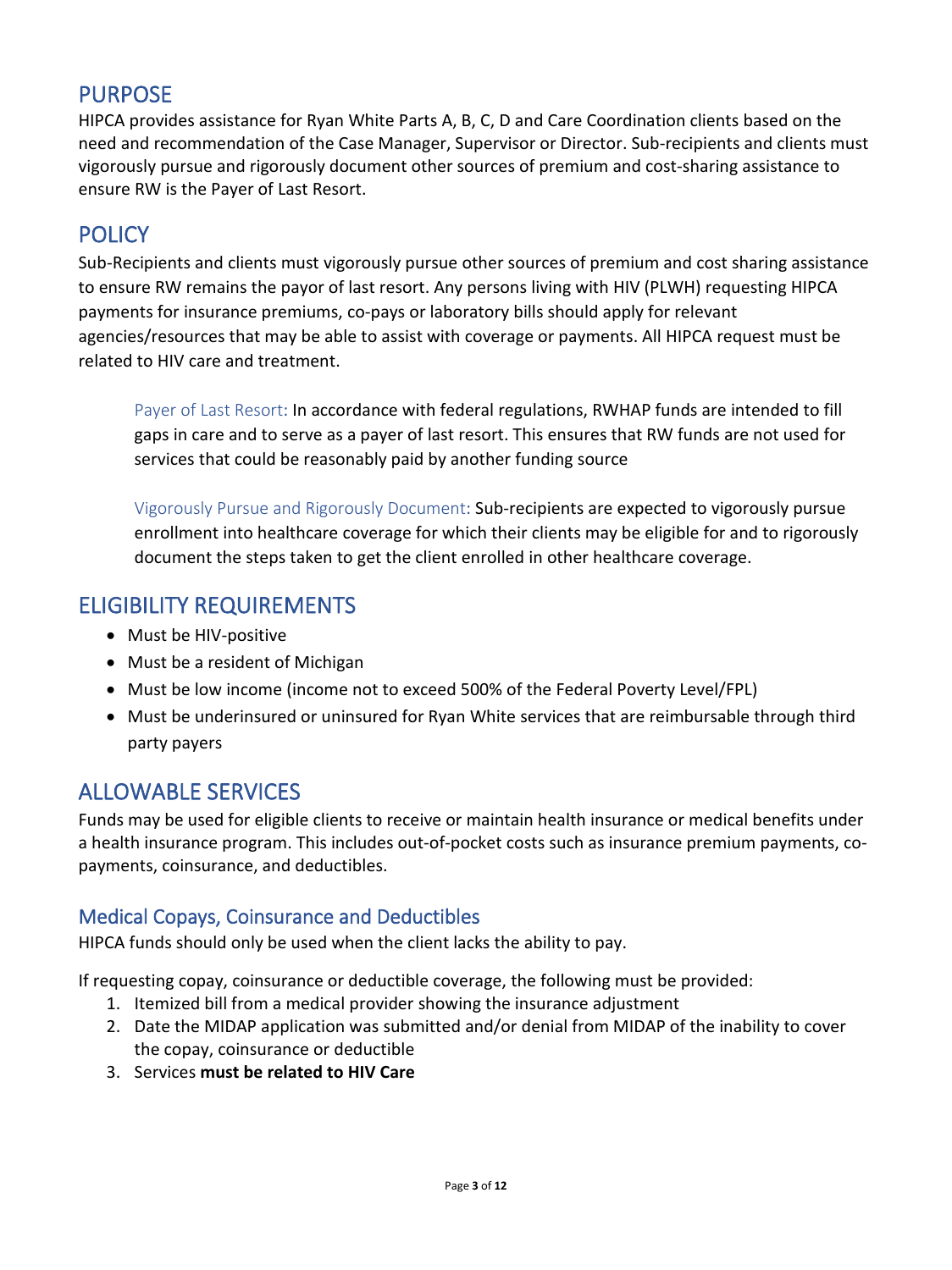## PURPOSE

HIPCA provides assistance for Ryan White Parts A, B, C, D and Care Coordination clients based on the need and recommendation of the Case Manager, Supervisor or Director. Sub-recipients and clients must vigorously pursue and rigorously document other sources of premium and cost-sharing assistance to ensure RW is the Payer of Last Resort.

## POLICY

Sub-Recipients and clients must vigorously pursue other sources of premium and cost sharing assistance to ensure RW remains the payor of last resort. Any persons living with HIV (PLWH) requesting HIPCA payments for insurance premiums, co-pays or laboratory bills should apply for relevant agencies/resources that may be able to assist with coverage or payments. All HIPCA request must be related to HIV care and treatment.

> Payer of Last Resort: In accordance with federal regulations, RWHAP funds are intended to fill gaps in care and to serve as a payer of last resort. This ensures that RW funds are not used for services that could be reasonably paid by another funding source
>
> Vigorously Pursue and Rigorously Document: Sub-recipients are expected to vigorously pursue enrollment into healthcare coverage for which their clients may be eligible for and to rigorously document the steps taken to get the client enrolled in other healthcare coverage.

## ELIGIBILITY REQUIREMENTS

- Must be HIV-positive
- Must be a resident of Michigan
- Must be low income (income not to exceed 500% of the Federal Poverty Level/FPL)
- Must be underinsured or uninsured for Ryan White services that are reimbursable through third party payers

## ALLOWABLE SERVICES

Funds may be used for eligible clients to receive or maintain health insurance or medical benefits under a health insurance program. This includes out-of-pocket costs such as insurance premium payments, co-payments, coinsurance, and deductibles.

### Medical Copays, Coinsurance and Deductibles

HIPCA funds should only be used when the client lacks the ability to pay.

If requesting copay, coinsurance or deductible coverage, the following must be provided:

1. Itemized bill from a medical provider showing the insurance adjustment
2. Date the MIDAP application was submitted and/or denial from MIDAP of the inability to cover the copay, coinsurance or deductible
3. Services **must be related to HIV Care**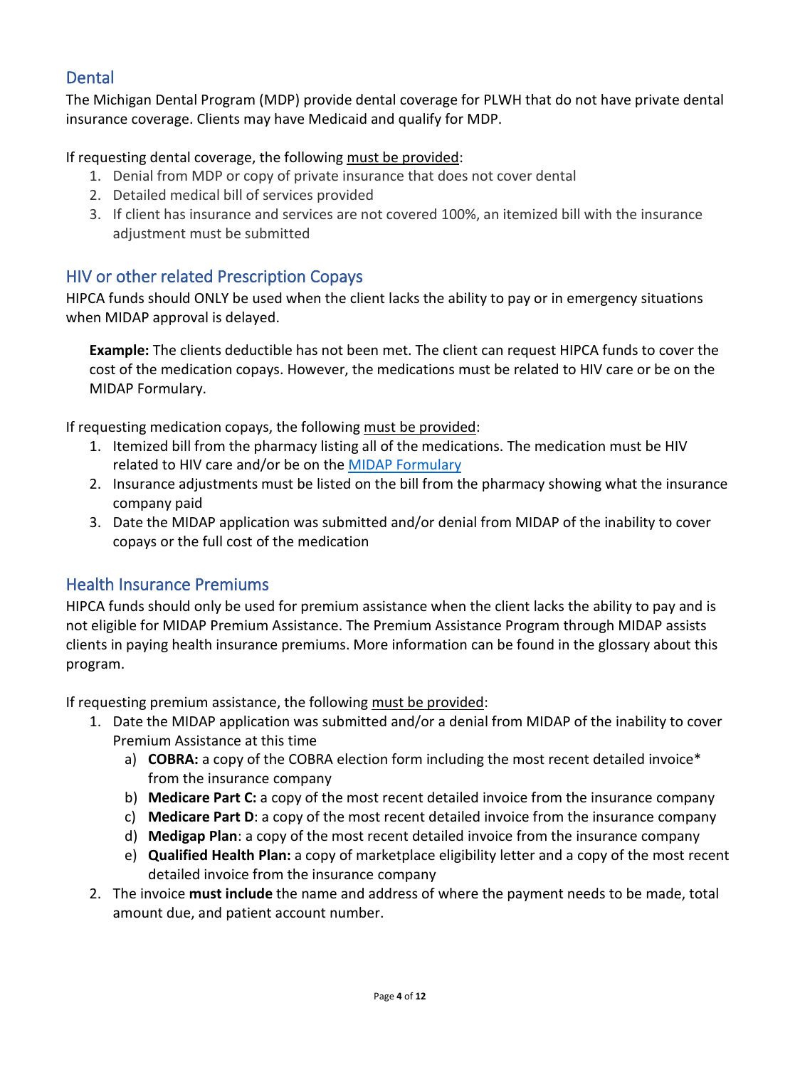## Dental

The Michigan Dental Program (MDP) provide dental coverage for PLWH that do not have private dental insurance coverage. Clients may have Medicaid and qualify for MDP.

If requesting dental coverage, the following <u>must be provided</u>:

1. Denial from MDP or copy of private insurance that does not cover dental
2. Detailed medical bill of services provided
3. If client has insurance and services are not covered 100%, an itemized bill with the insurance adjustment must be submitted

## HIV or other related Prescription Copays

HIPCA funds should ONLY be used when the client lacks the ability to pay or in emergency situations when MIDAP approval is delayed.

> **Example:** The clients deductible has not been met. The client can request HIPCA funds to cover the cost of the medication copays. However, the medications must be related to HIV care or be on the MIDAP Formulary.

If requesting medication copays, the following <u>must be provided</u>:

1. Itemized bill from the pharmacy listing all of the medications. The medication must be HIV related to HIV care and/or be on the [MIDAP Formulary]
2. Insurance adjustments must be listed on the bill from the pharmacy showing what the insurance company paid
3. Date the MIDAP application was submitted and/or denial from MIDAP of the inability to cover copays or the full cost of the medication

## Health Insurance Premiums

HIPCA funds should only be used for premium assistance when the client lacks the ability to pay and is not eligible for MIDAP Premium Assistance. The Premium Assistance Program through MIDAP assists clients in paying health insurance premiums. More information can be found in the glossary about this program.

If requesting premium assistance, the following <u>must be provided</u>:

1. Date the MIDAP application was submitted and/or a denial from MIDAP of the inability to cover Premium Assistance at this time
   a) **COBRA:** a copy of the COBRA election form including the most recent detailed invoice* from the insurance company
   b) **Medicare Part C:** a copy of the most recent detailed invoice from the insurance company
   c) **Medicare Part D**: a copy of the most recent detailed invoice from the insurance company
   d) **Medigap Plan**: a copy of the most recent detailed invoice from the insurance company
   e) **Qualified Health Plan:** a copy of marketplace eligibility letter and a copy of the most recent detailed invoice from the insurance company
2. The invoice **must include** the name and address of where the payment needs to be made, total amount due, and patient account number.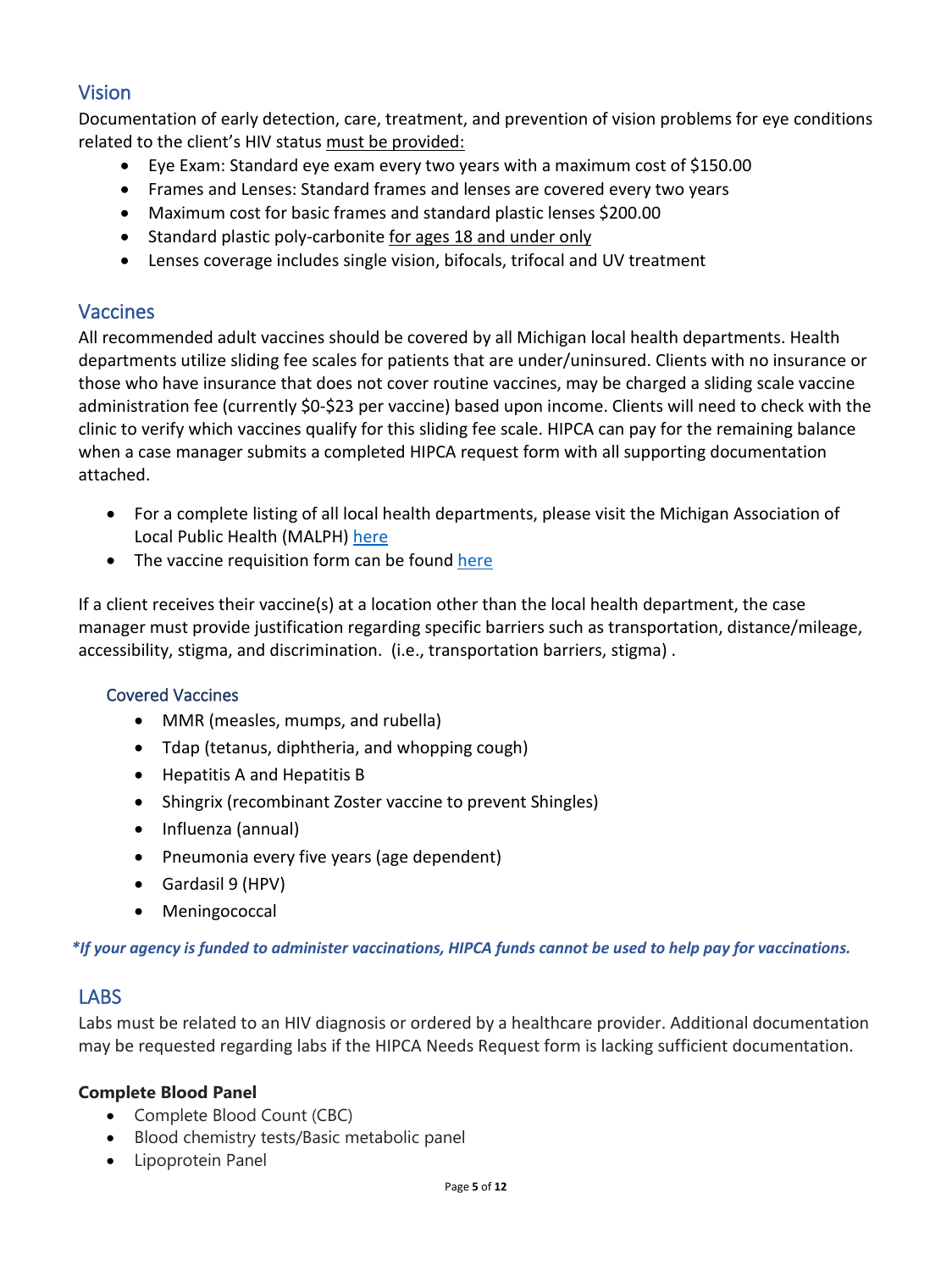## Vision

Documentation of early detection, care, treatment, and prevention of vision problems for eye conditions related to the client's HIV status must be provided:

- Eye Exam: Standard eye exam every two years with a maximum cost of $150.00
- Frames and Lenses: Standard frames and lenses are covered every two years
- Maximum cost for basic frames and standard plastic lenses $200.00
- Standard plastic poly-carbonite for ages 18 and under only
- Lenses coverage includes single vision, bifocals, trifocal and UV treatment

## Vaccines

All recommended adult vaccines should be covered by all Michigan local health departments. Health departments utilize sliding fee scales for patients that are under/uninsured. Clients with no insurance or those who have insurance that does not cover routine vaccines, may be charged a sliding scale vaccine administration fee (currently $0-$23 per vaccine) based upon income. Clients will need to check with the clinic to verify which vaccines qualify for this sliding fee scale. HIPCA can pay for the remaining balance when a case manager submits a completed HIPCA request form with all supporting documentation attached.

- For a complete listing of all local health departments, please visit the Michigan Association of Local Public Health (MALPH) here
- The vaccine requisition form can be found here

If a client receives their vaccine(s) at a location other than the local health department, the case manager must provide justification regarding specific barriers such as transportation, distance/mileage, accessibility, stigma, and discrimination. (i.e., transportation barriers, stigma) .

### Covered Vaccines

- MMR (measles, mumps, and rubella)
- Tdap (tetanus, diphtheria, and whopping cough)
- Hepatitis A and Hepatitis B
- Shingrix (recombinant Zoster vaccine to prevent Shingles)
- Influenza (annual)
- Pneumonia every five years (age dependent)
- Gardasil 9 (HPV)
- Meningococcal

***If your agency is funded to administer vaccinations, HIPCA funds cannot be used to help pay for vaccinations.***

## LABS

Labs must be related to an HIV diagnosis or ordered by a healthcare provider. Additional documentation may be requested regarding labs if the HIPCA Needs Request form is lacking sufficient documentation.

**Complete Blood Panel**

- Complete Blood Count (CBC)
- Blood chemistry tests/Basic metabolic panel
- Lipoprotein Panel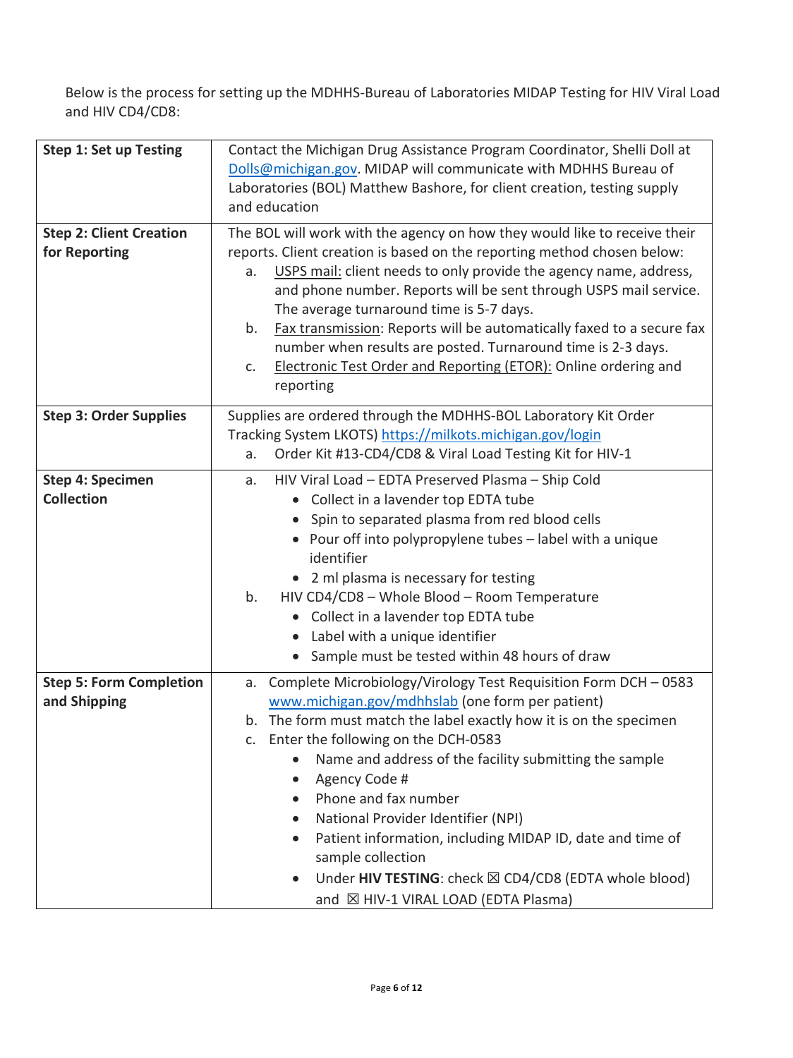Below is the process for setting up the MDHHS-Bureau of Laboratories MIDAP Testing for HIV Viral Load and HIV CD4/CD8:

| | |
|---|---|
| **Step 1: Set up Testing** | Contact the Michigan Drug Assistance Program Coordinator, Shelli Doll at Dolls@michigan.gov. MIDAP will communicate with MDHHS Bureau of Laboratories (BOL) Matthew Bashore, for client creation, testing supply and education |
| **Step 2: Client Creation for Reporting** | The BOL will work with the agency on how they would like to receive their reports. Client creation is based on the reporting method chosen below:<br>a. USPS mail: client needs to only provide the agency name, address, and phone number. Reports will be sent through USPS mail service. The average turnaround time is 5-7 days.<br>b. Fax transmission: Reports will be automatically faxed to a secure fax number when results are posted. Turnaround time is 2-3 days.<br>c. Electronic Test Order and Reporting (ETOR): Online ordering and reporting |
| **Step 3: Order Supplies** | Supplies are ordered through the MDHHS-BOL Laboratory Kit Order Tracking System LKOTS) https://milkots.michigan.gov/login<br>a. Order Kit #13-CD4/CD8 & Viral Load Testing Kit for HIV-1 |
| **Step 4: Specimen Collection** | a. HIV Viral Load – EDTA Preserved Plasma – Ship Cold<br>• Collect in a lavender top EDTA tube<br>• Spin to separated plasma from red blood cells<br>• Pour off into polypropylene tubes – label with a unique identifier<br>• 2 ml plasma is necessary for testing<br>b. HIV CD4/CD8 – Whole Blood – Room Temperature<br>• Collect in a lavender top EDTA tube<br>• Label with a unique identifier<br>• Sample must be tested within 48 hours of draw |
| **Step 5: Form Completion and Shipping** | a. Complete Microbiology/Virology Test Requisition Form DCH – 0583 www.michigan.gov/mdhhslab (one form per patient)<br>b. The form must match the label exactly how it is on the specimen<br>c. Enter the following on the DCH-0583<br>• Name and address of the facility submitting the sample<br>• Agency Code #<br>• Phone and fax number<br>• National Provider Identifier (NPI)<br>• Patient information, including MIDAP ID, date and time of sample collection<br>• Under **HIV TESTING**: check ☒ CD4/CD8 (EDTA whole blood) and ☒ HIV-1 VIRAL LOAD (EDTA Plasma) |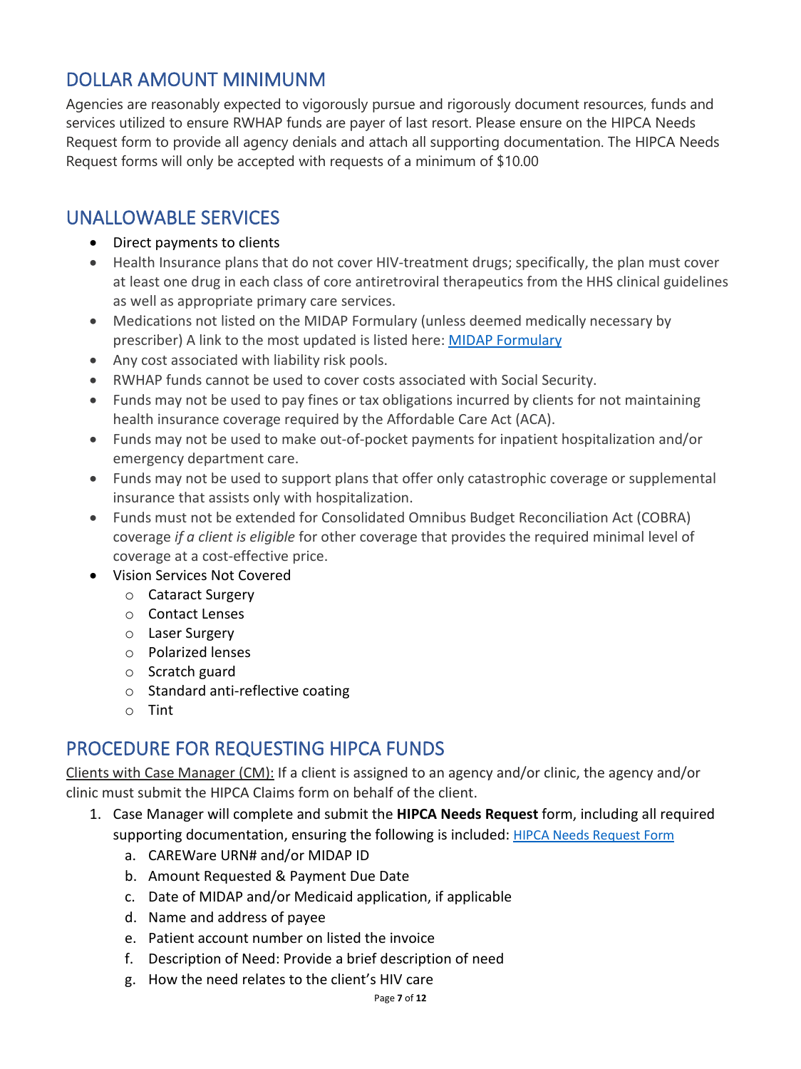## DOLLAR AMOUNT MINIMUNM

Agencies are reasonably expected to vigorously pursue and rigorously document resources, funds and services utilized to ensure RWHAP funds are payer of last resort. Please ensure on the HIPCA Needs Request form to provide all agency denials and attach all supporting documentation. The HIPCA Needs Request forms will only be accepted with requests of a minimum of $10.00

## UNALLOWABLE SERVICES

- Direct payments to clients
- Health Insurance plans that do not cover HIV-treatment drugs; specifically, the plan must cover at least one drug in each class of core antiretroviral therapeutics from the HHS clinical guidelines as well as appropriate primary care services.
- Medications not listed on the MIDAP Formulary (unless deemed medically necessary by prescriber) A link to the most updated is listed here: [MIDAP Formulary]
- Any cost associated with liability risk pools.
- RWHAP funds cannot be used to cover costs associated with Social Security.
- Funds may not be used to pay fines or tax obligations incurred by clients for not maintaining health insurance coverage required by the Affordable Care Act (ACA).
- Funds may not be used to make out-of-pocket payments for inpatient hospitalization and/or emergency department care.
- Funds may not be used to support plans that offer only catastrophic coverage or supplemental insurance that assists only with hospitalization.
- Funds must not be extended for Consolidated Omnibus Budget Reconciliation Act (COBRA) coverage *if a client is eligible* for other coverage that provides the required minimal level of coverage at a cost-effective price.
- Vision Services Not Covered
  - Cataract Surgery
  - Contact Lenses
  - Laser Surgery
  - Polarized lenses
  - Scratch guard
  - Standard anti-reflective coating
  - Tint

## PROCEDURE FOR REQUESTING HIPCA FUNDS

Clients with Case Manager (CM): If a client is assigned to an agency and/or clinic, the agency and/or clinic must submit the HIPCA Claims form on behalf of the client.

1. Case Manager will complete and submit the **HIPCA Needs Request** form, including all required supporting documentation, ensuring the following is included: [HIPCA Needs Request Form]
   a. CAREWare URN# and/or MIDAP ID
   b. Amount Requested & Payment Due Date
   c. Date of MIDAP and/or Medicaid application, if applicable
   d. Name and address of payee
   e. Patient account number on listed the invoice
   f. Description of Need: Provide a brief description of need
   g. How the need relates to the client's HIV care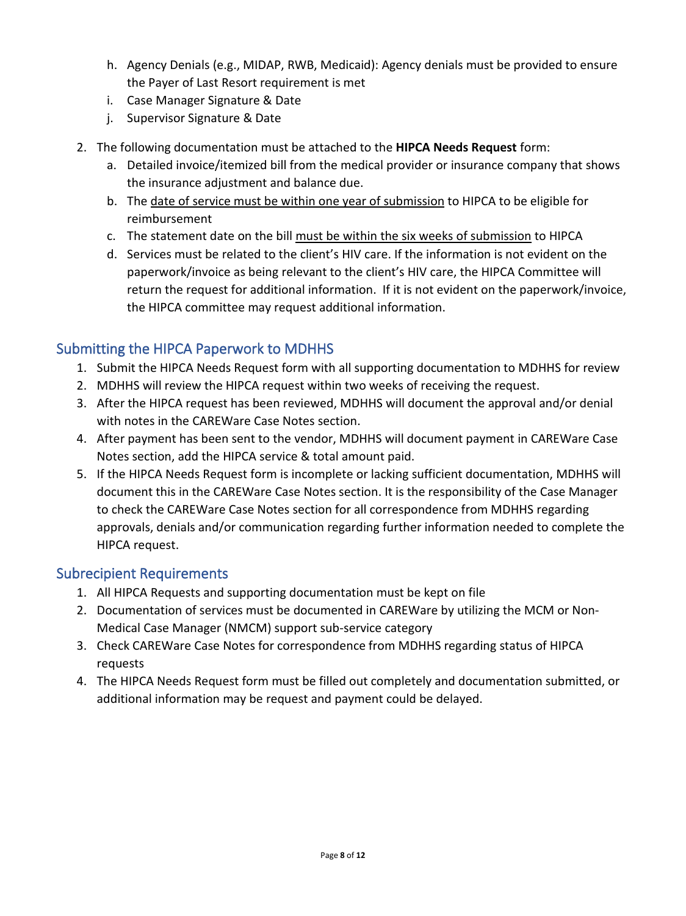h. Agency Denials (e.g., MIDAP, RWB, Medicaid): Agency denials must be provided to ensure the Payer of Last Resort requirement is met
i. Case Manager Signature & Date
j. Supervisor Signature & Date

2. The following documentation must be attached to the **HIPCA Needs Request** form:
   a. Detailed invoice/itemized bill from the medical provider or insurance company that shows the insurance adjustment and balance due.
   b. The date of service must be within one year of submission to HIPCA to be eligible for reimbursement
   c. The statement date on the bill must be within the six weeks of submission to HIPCA
   d. Services must be related to the client's HIV care. If the information is not evident on the paperwork/invoice as being relevant to the client's HIV care, the HIPCA Committee will return the request for additional information. If it is not evident on the paperwork/invoice, the HIPCA committee may request additional information.

## Submitting the HIPCA Paperwork to MDHHS

1. Submit the HIPCA Needs Request form with all supporting documentation to MDHHS for review
2. MDHHS will review the HIPCA request within two weeks of receiving the request.
3. After the HIPCA request has been reviewed, MDHHS will document the approval and/or denial with notes in the CAREWare Case Notes section.
4. After payment has been sent to the vendor, MDHHS will document payment in CAREWare Case Notes section, add the HIPCA service & total amount paid.
5. If the HIPCA Needs Request form is incomplete or lacking sufficient documentation, MDHHS will document this in the CAREWare Case Notes section. It is the responsibility of the Case Manager to check the CAREWare Case Notes section for all correspondence from MDHHS regarding approvals, denials and/or communication regarding further information needed to complete the HIPCA request.

## Subrecipient Requirements

1. All HIPCA Requests and supporting documentation must be kept on file
2. Documentation of services must be documented in CAREWare by utilizing the MCM or Non-Medical Case Manager (NMCM) support sub-service category
3. Check CAREWare Case Notes for correspondence from MDHHS regarding status of HIPCA requests
4. The HIPCA Needs Request form must be filled out completely and documentation submitted, or additional information may be request and payment could be delayed.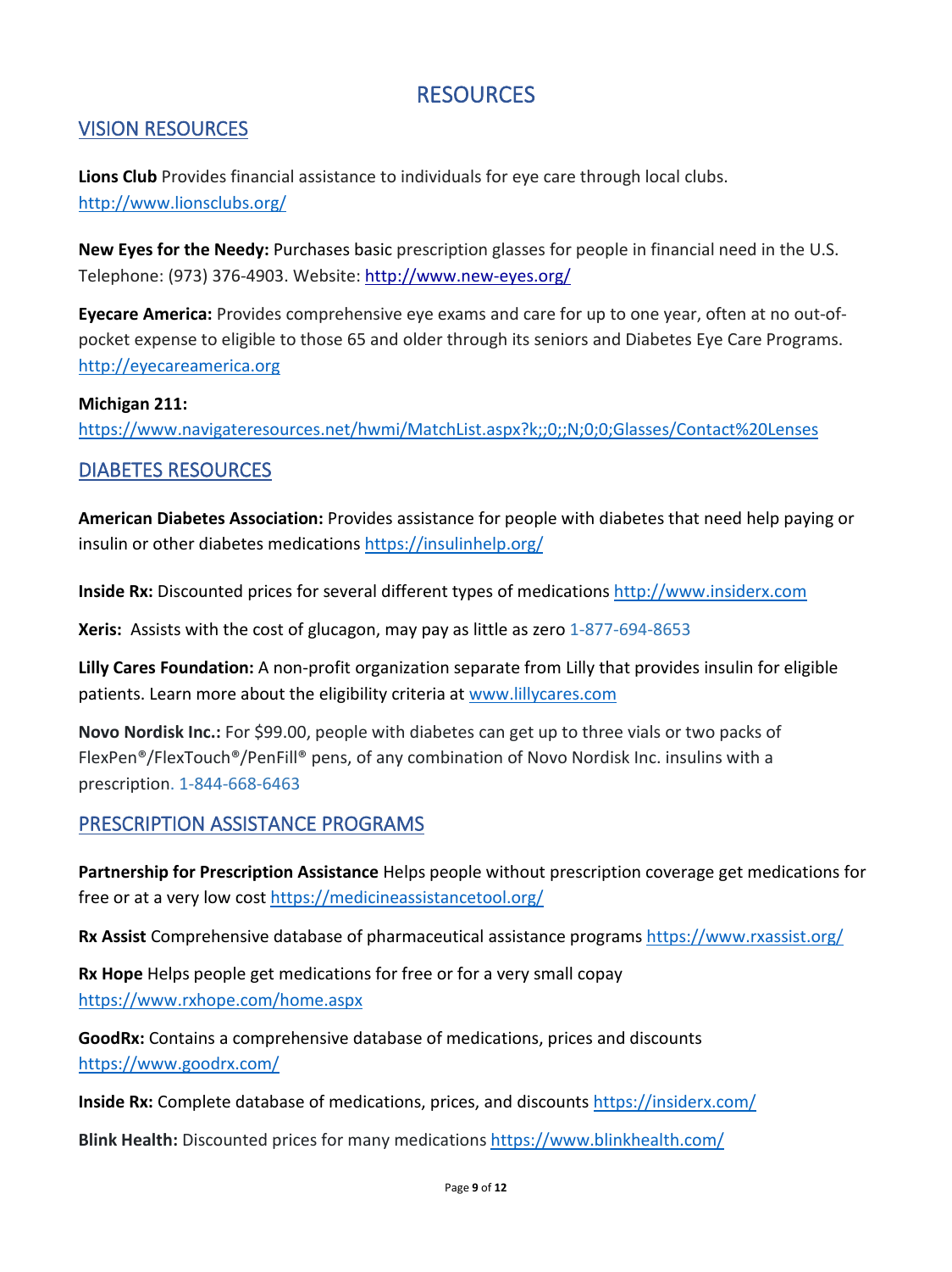# RESOURCES

## VISION RESOURCES

**Lions Club** Provides financial assistance to individuals for eye care through local clubs. http://www.lionsclubs.org/

**New Eyes for the Needy:** Purchases basic prescription glasses for people in financial need in the U.S. Telephone: (973) 376-4903. Website: http://www.new-eyes.org/

**Eyecare America:** Provides comprehensive eye exams and care for up to one year, often at no out-of-pocket expense to eligible to those 65 and older through its seniors and Diabetes Eye Care Programs. http://eyecareamerica.org

**Michigan 211:**
https://www.navigateresources.net/hwmi/MatchList.aspx?k;;0;;N;0;0;Glasses/Contact%20Lenses

## DIABETES RESOURCES

**American Diabetes Association:** Provides assistance for people with diabetes that need help paying or insulin or other diabetes medications https://insulinhelp.org/

**Inside Rx:** Discounted prices for several different types of medications http://www.insiderx.com

**Xeris:** Assists with the cost of glucagon, may pay as little as zero 1-877-694-8653

**Lilly Cares Foundation:** A non-profit organization separate from Lilly that provides insulin for eligible patients. Learn more about the eligibility criteria at www.lillycares.com

**Novo Nordisk Inc.:** For $99.00, people with diabetes can get up to three vials or two packs of FlexPen®/FlexTouch®/PenFill® pens, of any combination of Novo Nordisk Inc. insulins with a prescription. 1-844-668-6463

## PRESCRIPTION ASSISTANCE PROGRAMS

**Partnership for Prescription Assistance** Helps people without prescription coverage get medications for free or at a very low cost https://medicineassistancetool.org/

**Rx Assist** Comprehensive database of pharmaceutical assistance programs https://www.rxassist.org/

**Rx Hope** Helps people get medications for free or for a very small copay https://www.rxhope.com/home.aspx

**GoodRx:** Contains a comprehensive database of medications, prices and discounts https://www.goodrx.com/

**Inside Rx:** Complete database of medications, prices, and discounts https://insiderx.com/

**Blink Health:** Discounted prices for many medications https://www.blinkhealth.com/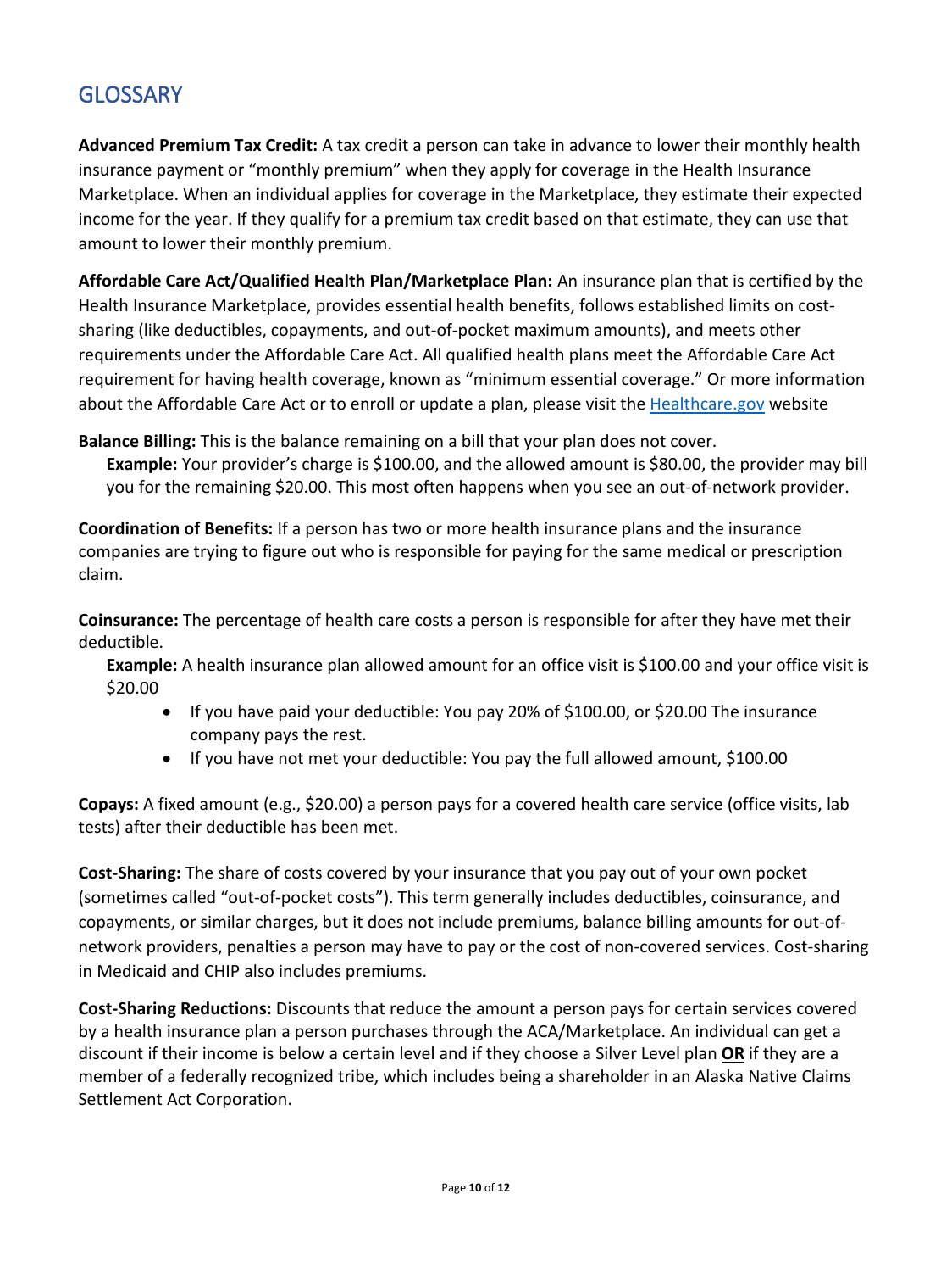## GLOSSARY

**Advanced Premium Tax Credit:** A tax credit a person can take in advance to lower their monthly health insurance payment or "monthly premium" when they apply for coverage in the Health Insurance Marketplace. When an individual applies for coverage in the Marketplace, they estimate their expected income for the year. If they qualify for a premium tax credit based on that estimate, they can use that amount to lower their monthly premium.

**Affordable Care Act/Qualified Health Plan/Marketplace Plan:** An insurance plan that is certified by the Health Insurance Marketplace, provides essential health benefits, follows established limits on cost-sharing (like deductibles, copayments, and out-of-pocket maximum amounts), and meets other requirements under the Affordable Care Act. All qualified health plans meet the Affordable Care Act requirement for having health coverage, known as "minimum essential coverage." Or more information about the Affordable Care Act or to enroll or update a plan, please visit the Healthcare.gov website

**Balance Billing:** This is the balance remaining on a bill that your plan does not cover.

> **Example:** Your provider's charge is $100.00, and the allowed amount is $80.00, the provider may bill you for the remaining $20.00. This most often happens when you see an out-of-network provider.

**Coordination of Benefits:** If a person has two or more health insurance plans and the insurance companies are trying to figure out who is responsible for paying for the same medical or prescription claim.

**Coinsurance:** The percentage of health care costs a person is responsible for after they have met their deductible.

> **Example:** A health insurance plan allowed amount for an office visit is $100.00 and your office visit is $20.00
>
> - If you have paid your deductible: You pay 20% of $100.00, or $20.00 The insurance company pays the rest.
> - If you have not met your deductible: You pay the full allowed amount, $100.00

**Copays:** A fixed amount (e.g., $20.00) a person pays for a covered health care service (office visits, lab tests) after their deductible has been met.

**Cost-Sharing:** The share of costs covered by your insurance that you pay out of your own pocket (sometimes called "out-of-pocket costs"). This term generally includes deductibles, coinsurance, and copayments, or similar charges, but it does not include premiums, balance billing amounts for out-of-network providers, penalties a person may have to pay or the cost of non-covered services. Cost-sharing in Medicaid and CHIP also includes premiums.

**Cost-Sharing Reductions:** Discounts that reduce the amount a person pays for certain services covered by a health insurance plan a person purchases through the ACA/Marketplace. An individual can get a discount if their income is below a certain level and if they choose a Silver Level plan **OR** if they are a member of a federally recognized tribe, which includes being a shareholder in an Alaska Native Claims Settlement Act Corporation.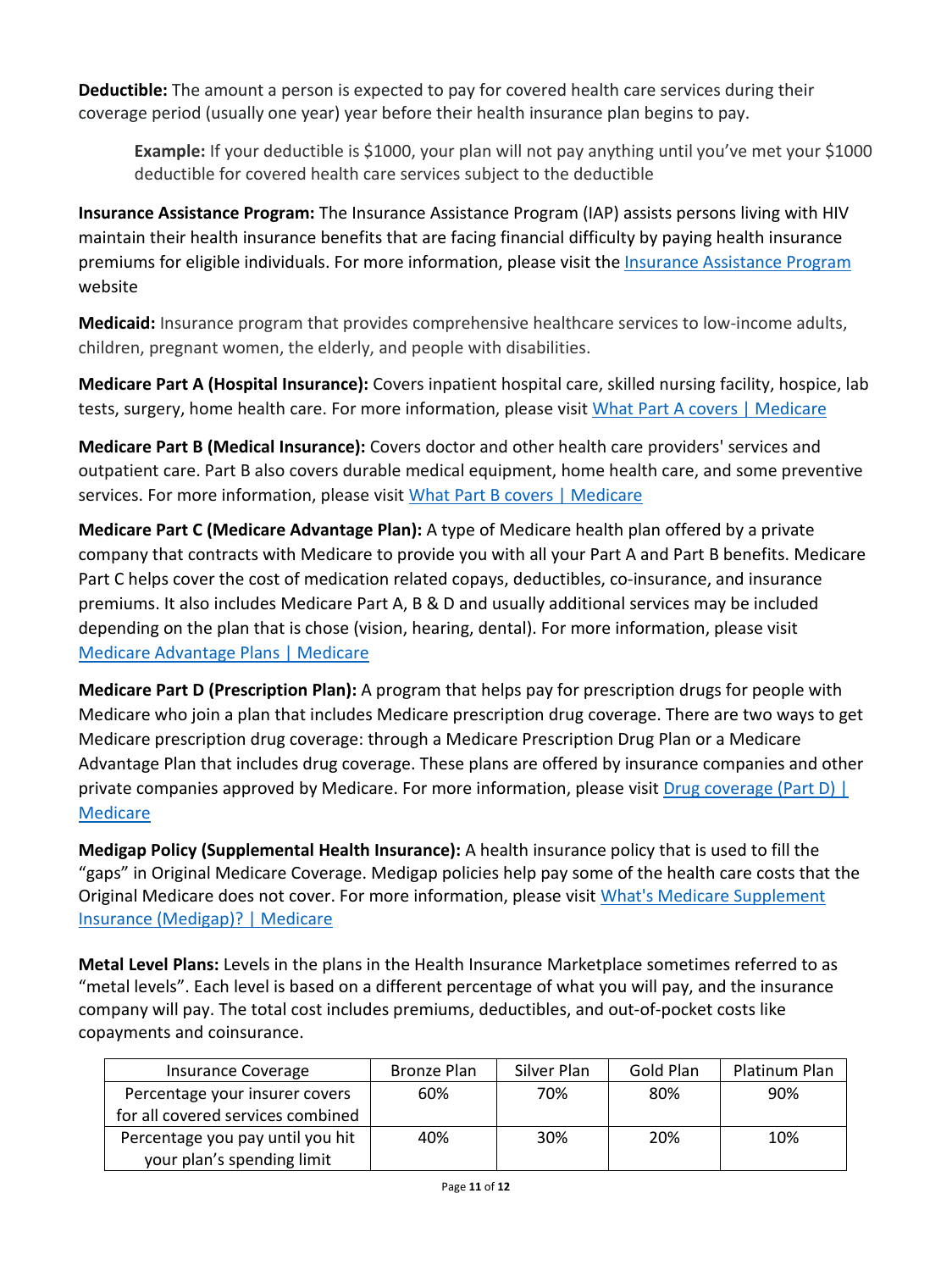**Deductible:** The amount a person is expected to pay for covered health care services during their coverage period (usually one year) year before their health insurance plan begins to pay.

> **Example:** If your deductible is $1000, your plan will not pay anything until you've met your $1000 deductible for covered health care services subject to the deductible

**Insurance Assistance Program:** The Insurance Assistance Program (IAP) assists persons living with HIV maintain their health insurance benefits that are facing financial difficulty by paying health insurance premiums for eligible individuals. For more information, please visit the [Insurance Assistance Program](#) website

**Medicaid:** Insurance program that provides comprehensive healthcare services to low-income adults, children, pregnant women, the elderly, and people with disabilities.

**Medicare Part A (Hospital Insurance):** Covers inpatient hospital care, skilled nursing facility, hospice, lab tests, surgery, home health care. For more information, please visit [What Part A covers | Medicare](#)

**Medicare Part B (Medical Insurance):** Covers doctor and other health care providers' services and outpatient care. Part B also covers durable medical equipment, home health care, and some preventive services. For more information, please visit [What Part B covers | Medicare](#)

**Medicare Part C (Medicare Advantage Plan):** A type of Medicare health plan offered by a private company that contracts with Medicare to provide you with all your Part A and Part B benefits. Medicare Part C helps cover the cost of medication related copays, deductibles, co-insurance, and insurance premiums. It also includes Medicare Part A, B & D and usually additional services may be included depending on the plan that is chose (vision, hearing, dental). For more information, please visit [Medicare Advantage Plans | Medicare](#)

**Medicare Part D (Prescription Plan):** A program that helps pay for prescription drugs for people with Medicare who join a plan that includes Medicare prescription drug coverage. There are two ways to get Medicare prescription drug coverage: through a Medicare Prescription Drug Plan or a Medicare Advantage Plan that includes drug coverage. These plans are offered by insurance companies and other private companies approved by Medicare. For more information, please visit [Drug coverage (Part D) | Medicare](#)

**Medigap Policy (Supplemental Health Insurance):** A health insurance policy that is used to fill the "gaps" in Original Medicare Coverage. Medigap policies help pay some of the health care costs that the Original Medicare does not cover. For more information, please visit [What's Medicare Supplement Insurance (Medigap)? | Medicare](#)

**Metal Level Plans:** Levels in the plans in the Health Insurance Marketplace sometimes referred to as "metal levels". Each level is based on a different percentage of what you will pay, and the insurance company will pay. The total cost includes premiums, deductibles, and out-of-pocket costs like copayments and coinsurance.

| Insurance Coverage | Bronze Plan | Silver Plan | Gold Plan | Platinum Plan |
|---|---|---|---|---|
| Percentage your insurer covers for all covered services combined | 60% | 70% | 80% | 90% |
| Percentage you pay until you hit your plan's spending limit | 40% | 30% | 20% | 10% |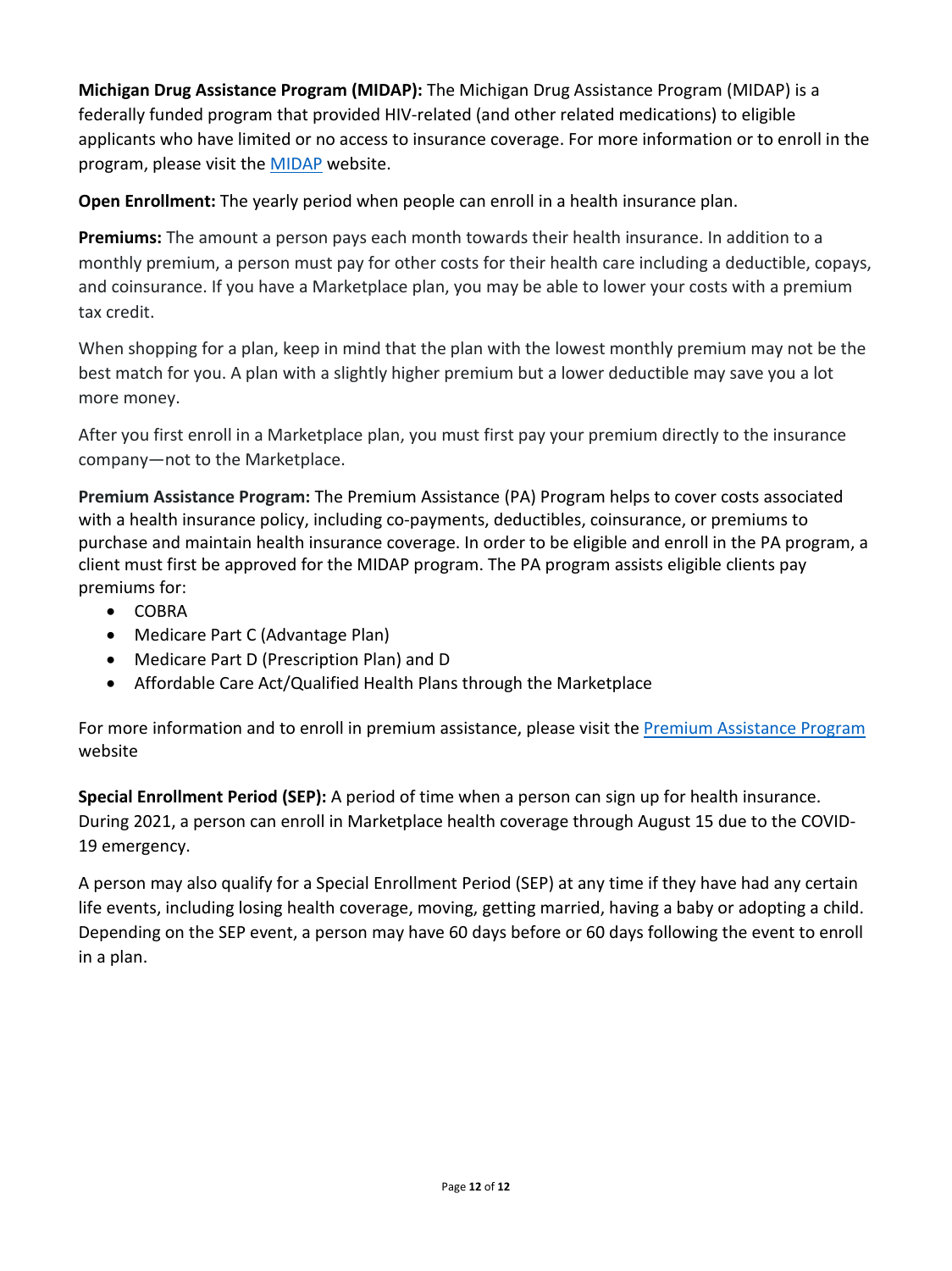**Michigan Drug Assistance Program (MIDAP):** The Michigan Drug Assistance Program (MIDAP) is a federally funded program that provided HIV-related (and other related medications) to eligible applicants who have limited or no access to insurance coverage. For more information or to enroll in the program, please visit the MIDAP website.

**Open Enrollment:** The yearly period when people can enroll in a health insurance plan.

**Premiums:** The amount a person pays each month towards their health insurance. In addition to a monthly premium, a person must pay for other costs for their health care including a deductible, copays, and coinsurance. If you have a Marketplace plan, you may be able to lower your costs with a premium tax credit.

When shopping for a plan, keep in mind that the plan with the lowest monthly premium may not be the best match for you. A plan with a slightly higher premium but a lower deductible may save you a lot more money.

After you first enroll in a Marketplace plan, you must first pay your premium directly to the insurance company—not to the Marketplace.

**Premium Assistance Program:** The Premium Assistance (PA) Program helps to cover costs associated with a health insurance policy, including co-payments, deductibles, coinsurance, or premiums to purchase and maintain health insurance coverage. In order to be eligible and enroll in the PA program, a client must first be approved for the MIDAP program. The PA program assists eligible clients pay premiums for:

- COBRA
- Medicare Part C (Advantage Plan)
- Medicare Part D (Prescription Plan) and D
- Affordable Care Act/Qualified Health Plans through the Marketplace

For more information and to enroll in premium assistance, please visit the Premium Assistance Program website

**Special Enrollment Period (SEP):** A period of time when a person can sign up for health insurance. During 2021, a person can enroll in Marketplace health coverage through August 15 due to the COVID-19 emergency.

A person may also qualify for a Special Enrollment Period (SEP) at any time if they have had any certain life events, including losing health coverage, moving, getting married, having a baby or adopting a child. Depending on the SEP event, a person may have 60 days before or 60 days following the event to enroll in a plan.